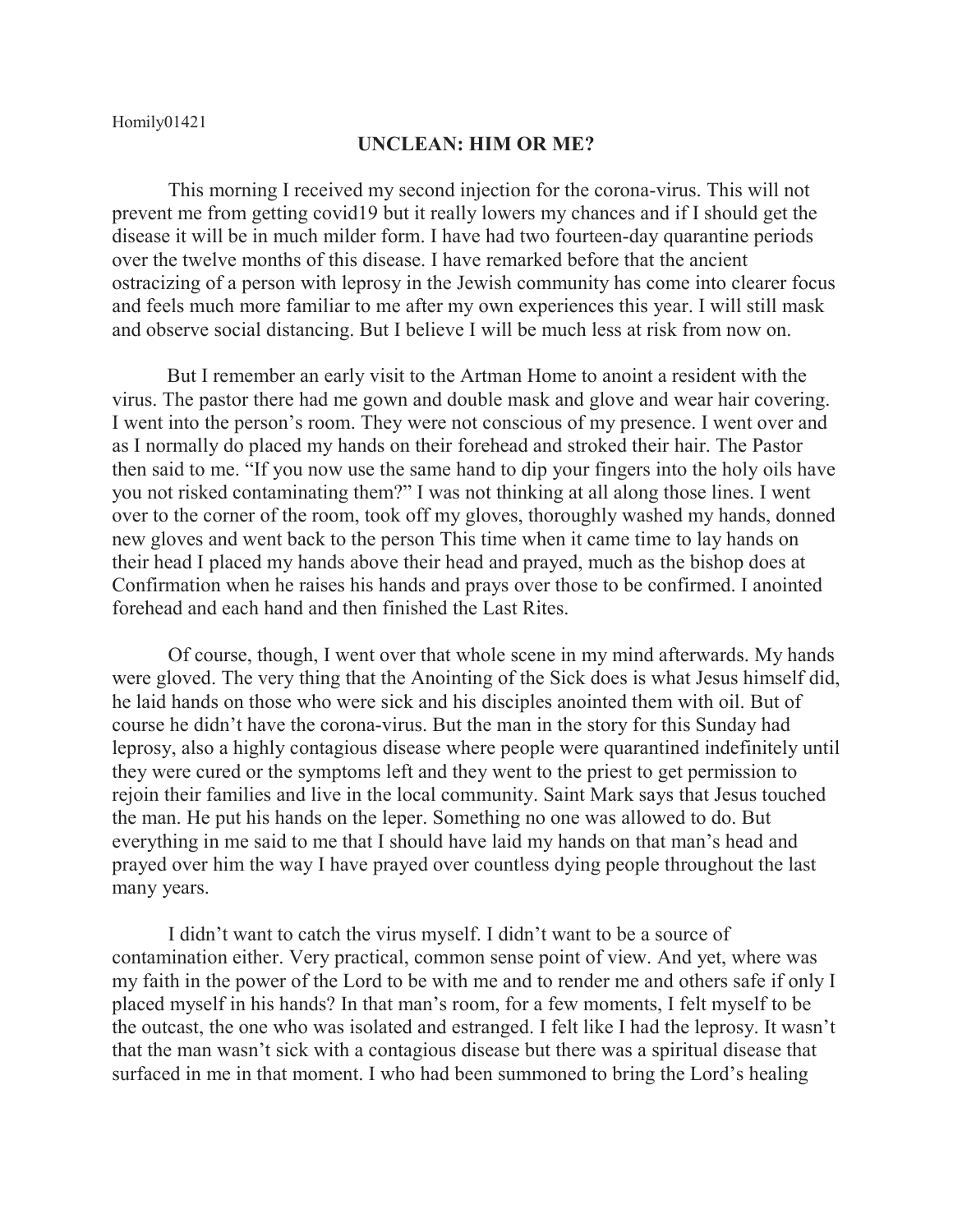Homily01421

# UNCLEAN: HIM OR ME?

This morning I received my second injection for the corona-virus. This will not prevent me from getting covid19 but it really lowers my chances and if I should get the disease it will be in much milder form. I have had two fourteen-day quarantine periods over the twelve months of this disease. I have remarked before that the ancient ostracizing of a person with leprosy in the Jewish community has come into clearer focus and feels much more familiar to me after my own experiences this year. I will still mask and observe social distancing. But I believe I will be much less at risk from now on.

But I remember an early visit to the Artman Home to anoint a resident with the virus. The pastor there had me gown and double mask and glove and wear hair covering. I went into the person's room. They were not conscious of my presence. I went over and as I normally do placed my hands on their forehead and stroked their hair. The Pastor then said to me. "If you now use the same hand to dip your fingers into the holy oils have you not risked contaminating them?" I was not thinking at all along those lines. I went over to the corner of the room, took off my gloves, thoroughly washed my hands, donned new gloves and went back to the person This time when it came time to lay hands on their head I placed my hands above their head and prayed, much as the bishop does at Confirmation when he raises his hands and prays over those to be confirmed. I anointed forehead and each hand and then finished the Last Rites.

Of course, though, I went over that whole scene in my mind afterwards. My hands were gloved. The very thing that the Anointing of the Sick does is what Jesus himself did, he laid hands on those who were sick and his disciples anointed them with oil. But of course he didn't have the corona-virus. But the man in the story for this Sunday had leprosy, also a highly contagious disease where people were quarantined indefinitely until they were cured or the symptoms left and they went to the priest to get permission to rejoin their families and live in the local community. Saint Mark says that Jesus touched the man. He put his hands on the leper. Something no one was allowed to do. But everything in me said to me that I should have laid my hands on that man's head and prayed over him the way I have prayed over countless dying people throughout the last many years.

I didn't want to catch the virus myself. I didn't want to be a source of contamination either. Very practical, common sense point of view. And yet, where was my faith in the power of the Lord to be with me and to render me and others safe if only I placed myself in his hands? In that man's room, for a few moments, I felt myself to be the outcast, the one who was isolated and estranged. I felt like I had the leprosy. It wasn't that the man wasn't sick with a contagious disease but there was a spiritual disease that surfaced in me in that moment. I who had been summoned to bring the Lord's healing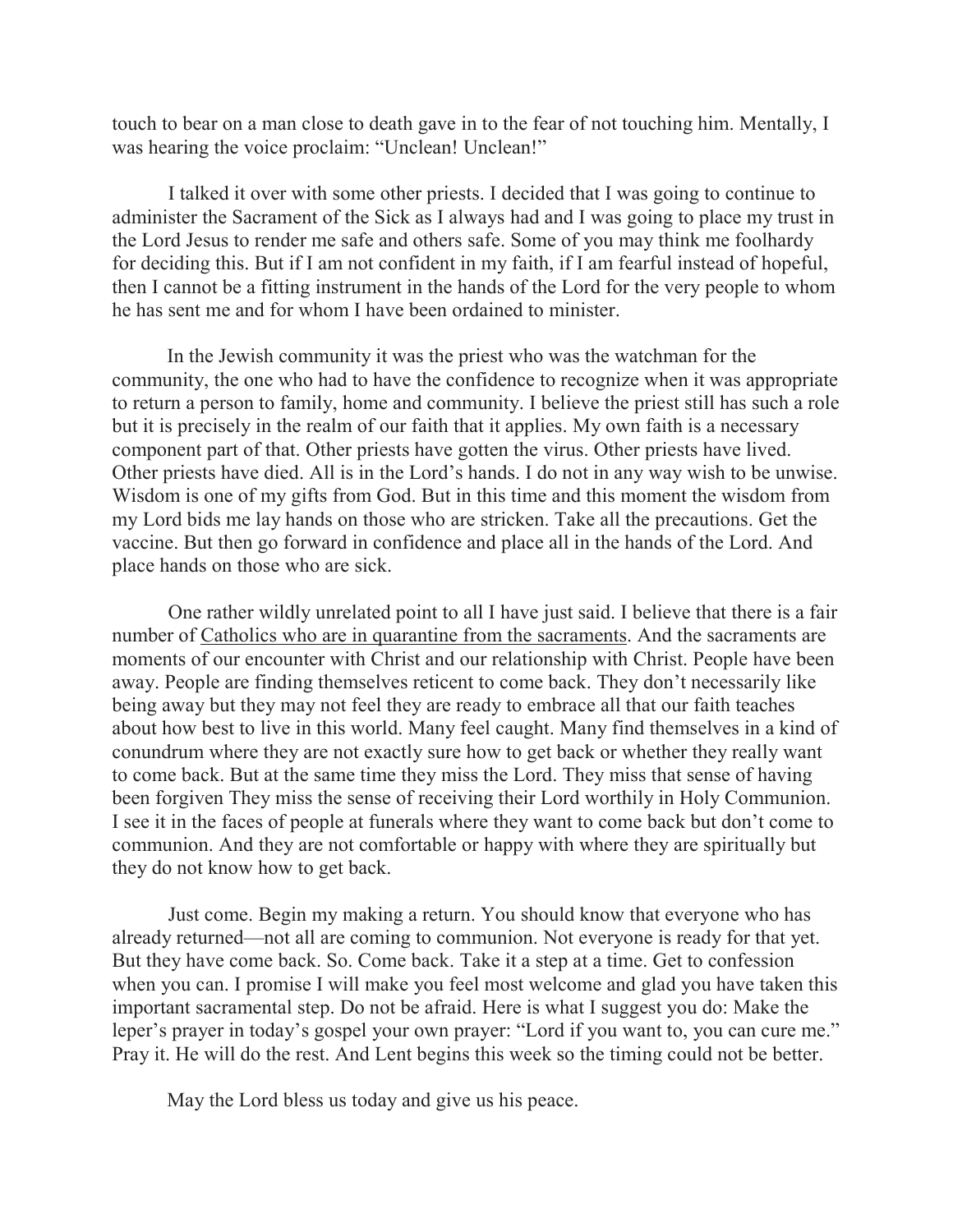touch to bear on a man close to death gave in to the fear of not touching him. Mentally, I was hearing the voice proclaim: "Unclean! Unclean!"

I talked it over with some other priests. I decided that I was going to continue to administer the Sacrament of the Sick as I always had and I was going to place my trust in the Lord Jesus to render me safe and others safe. Some of you may think me foolhardy for deciding this. But if I am not confident in my faith, if I am fearful instead of hopeful, then I cannot be a fitting instrument in the hands of the Lord for the very people to whom he has sent me and for whom I have been ordained to minister.

In the Jewish community it was the priest who was the watchman for the community, the one who had to have the confidence to recognize when it was appropriate to return a person to family, home and community. I believe the priest still has such a role but it is precisely in the realm of our faith that it applies. My own faith is a necessary component part of that. Other priests have gotten the virus. Other priests have lived. Other priests have died. All is in the Lord's hands. I do not in any way wish to be unwise. Wisdom is one of my gifts from God. But in this time and this moment the wisdom from my Lord bids me lay hands on those who are stricken. Take all the precautions. Get the vaccine. But then go forward in confidence and place all in the hands of the Lord. And place hands on those who are sick.

One rather wildly unrelated point to all I have just said. I believe that there is a fair number of Catholics who are in quarantine from the sacraments. And the sacraments are moments of our encounter with Christ and our relationship with Christ. People have been away. People are finding themselves reticent to come back. They don't necessarily like being away but they may not feel they are ready to embrace all that our faith teaches about how best to live in this world. Many feel caught. Many find themselves in a kind of conundrum where they are not exactly sure how to get back or whether they really want to come back. But at the same time they miss the Lord. They miss that sense of having been forgiven They miss the sense of receiving their Lord worthily in Holy Communion. I see it in the faces of people at funerals where they want to come back but don't come to communion. And they are not comfortable or happy with where they are spiritually but they do not know how to get back.

Just come. Begin my making a return. You should know that everyone who has already returned—not all are coming to communion. Not everyone is ready for that yet. But they have come back. So. Come back. Take it a step at a time. Get to confession when you can. I promise I will make you feel most welcome and glad you have taken this important sacramental step. Do not be afraid. Here is what I suggest you do: Make the leper's prayer in today's gospel your own prayer: "Lord if you want to, you can cure me." Pray it. He will do the rest. And Lent begins this week so the timing could not be better.

May the Lord bless us today and give us his peace.